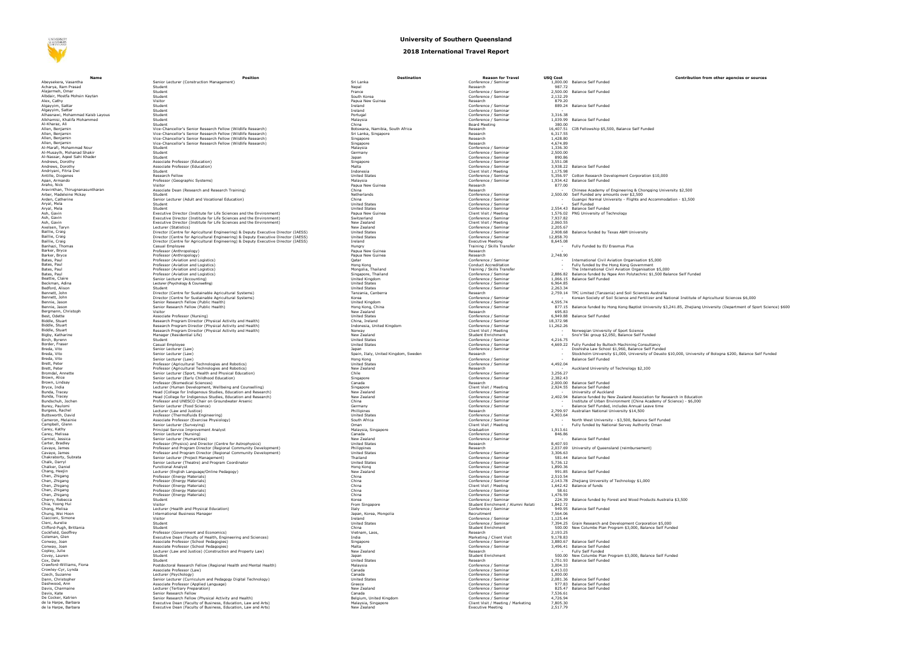# University of Southern Queensland

## 2018 International Travel Report

| Name | Position | Destination | Reason for Travel | USQ Cost | Contribution from other agencies or sources |
|---|---|---|---|---|---|
| Abeysekera, Vasantha | Senior Lecturer (Construction Management) | Sri Lanka | Conference / Seminar | 1,000.00 | Balance Self Funded |
| Acharya, Ram Prasad | Student | Nepal | Research | 987.72 | |
| Alajarmeh, Omar | Student | France | Conference / Seminar | 2,500.00 | Balance Self Funded |
| Albdair, Mostfa Mohsin Kaytan | Student | South Korea | Conference / Seminar | 2,132.29 | |
| Alex, Cathy | Visitor | Papua New Guinea | Research | 879.20 | |
| Algayyim, Sattar | Student | Ireland | Conference / Seminar | 889.24 | Balance Self Funded |
| Algayyim, Sattar | Student | Ireland | Conference / Seminar | - | |
| Alhasnawi, Mohammad Kaisb Layous | Student | Portugal | Conference / Seminar | 3,316.38 | |
| Alkhamisi, Khalifa Mohammed | Student | Malaysia | Conference / Seminar | 1,039.99 | Balance Self Funded |
| Al-Kharaz, Ali | Student | China | Board Meeting | 380.00 | |
| Allen, Benjamin | Vice-Chancellor's Senior Research Fellow (Wildlife Research) | Botswana, Namibia, South Africa | Research | 16,407.51 | CIB Fellowship $5,500, Balance Self Funded |
| Allen, Benjamin | Vice-Chancellor's Senior Research Fellow (Wildlife Research) | Sri Lanka, Singapore | Research | 6,317.55 | |
| Allen, Benjamin | Vice-Chancellor's Senior Research Fellow (Wildlife Research) | Singapore | Research | 1,428.80 | |
| Allen, Benjamin | Vice-Chancellor's Senior Research Fellow (Wildlife Research) | Singapore | Research | 4,674.89 | |
| Al-Marafi, Mohammad Nour | Student | Malaysia | Conference / Seminar | 1,336.30 | |
| Al-Musaylh, Mohanad Shakir | Student | Germany | Conference / Seminar | 2,500.00 | |
| Al-Nassar, Aqeel Sahi Khader | Student | Japan | Conference / Seminar | 890.86 | |
| Andrews, Dorothy | Associate Professor (Education) | Singapore | Conference / Seminar | 3,551.08 | |
| Andrews, Dorothy | Associate Professor (Education) | Malta | Conference / Seminar | 3,938.22 | Balance Self Funded |
| Andriyani, Fitria Dwi | Student | Indonesia | Client Visit / Meeting | 1,175.98 | |
| Antille, Diogenes | Research Fellow | United States | Conference / Seminar | 5,356.97 | Cotton Research Development Corporation $10,000 |
| Apan, Armando | Professor (Geographic Systems) | Malaysia | Conference / Seminar | 1,934.42 | Balance Self Funded |
| Araho, Nick | Visitor | Papua New Guinea | Research | 877.00 | |
| Aravinthan, Thiruganasuntharan | Associate Dean (Research and Research Training) | China | Research | - | Chinese Academy of Engineering & Chongqing University $2,500 |
| Arber, Madeleine Mckay | Student | Netherlands | Conference / Seminar | 2,500.00 | Self Funded any amounts over $2,500 |
| Arden, Catherine | Senior Lecturer (Adult and Vocational Education) | China | Conference / Seminar | - | Guangxi Normal University - Flights and Accommodation - $3,500 |
| Aryal, Mela | Student | United States | Conference / Seminar | - | Self Funded |
| Aryal, Mela | Student | United States | Conference / Seminar | 2,554.43 | Balance Self Funded |
| Ash, Gavin | Executive Director (Institute for Life Sciences and the Environment) | Papua New Guinea | Client Visit / Meeting | 1,576.02 | PNG University of Technology |
| Ash, Gavin | Executive Director (Institute for Life Sciences and the Environment) | Switzerland | Conference / Seminar | 7,937.82 | |
| Ash, Gavin | Executive Director (Institute for Life Sciences and the Environment) | New Zealand | Client Visit / Meeting | 2,060.55 | |
| Axelsen, Taryn | Lecturer (Statistics) | New Zealand | Conference / Seminar | 2,205.67 | |
| Baillie, Craig | Director (Centre for Agricultural Engineering) & Deputy Executive Director (IAESS) | United States | Conference / Seminar | 2,908.68 | Balance funded by Texas A&M University |
| Baillie, Craig | Director (Centre for Agricultural Engineering) & Deputy Executive Director (IAESS) | United States | Conference / Seminar | 12,858.70 | |
| Baillie, Craig | Director (Centre for Agricultural Engineering) & Deputy Executive Director (IAESS) | Ireland | Executive Meeting | 8,645.08 | |
| Banhazi, Thomas | Casual Employee | Hungry | Training / Skills Transfer | - | Fully Funded by EU Erasmus Plus |
| Barker, Bryce | Professor (Anthropology) | Papua New Guinea | Research | - | |
| Barker, Bryce | Professor (Anthropology) | Papua New Guinea | Research | 2,748.90 | |
| Bates, Paul | Professor (Aviation and Logistics) | Qatar | Conference / Seminar | - | International Civil Aviation Organisation $5,000 |
| Bates, Paul | Professor (Aviation and Logistics) | Hong Kong | Conduct Accreditation | - | Fully funded by the Hong Kong Government |
| Bates, Paul | Professor (Aviation and Logistics) | Mongolia, Thailand | Training / Skills Transfer | - | The International Civil Aviation Organisation $5,000 |
| Bates, Paul | Professor (Aviation and Logistics) | Singapore, Thailand | Conference / Seminar | 2,886.82 | Balance funded by Ngee Ann Polytechnic $1,500 Balance Self Funded |
| Beattie, Claire | Senior Lecturer (Accounting) | United Kingdom | Conference / Seminar | 1,066.15 | Balance Self Funded |
| Beckman, Adina | Lecturer (Psychology & Counselling) | United States | Conference / Seminar | 6,964.85 | |
| Bedford, Alison | Student | United States | Conference / Seminar | 2,263.34 | |
| Bennett, John | Director (Centre for Sustainable Agricultural Systems) | Tanzania, Canberra | Research | 2,759.14 | TPC Limited (Tanzania) and Soil Sciences Australia |
| Bennett, John | Director (Centre for Sustainable Agricultural Systems) | Korea | Conference / Seminar | - | Korean Society of Soil Science and Fertilizer and National Institute of Agricultural Sciences $6,000 |
| Bennie, Jason | Senior Research Fellow (Public Health) | United Kingdom | Conference / Seminar | 4,595.74 | |
| Bennie, Jason | Senior Research Fellow (Public Health) | Hong Kong, China | Conference / Seminar | 877.15 | Balance funded by Hong Kong Baptist University $3,241.85, Zhejiang University (Department of Sport Science) $600 |
| Bergmann, Christoph | Visitor | New Zealand | Research | 695.83 | |
| Best, Odette | Associate Professor (Nursing) | United States | Conference / Seminar | 6,949.88 | Balance Self Funded |
| Biddle, Stuart | Research Program Director (Physical Activity and Health) | China, Ireland | Conference / Seminar | 18,372.98 | |
| Biddle, Stuart | Research Program Director (Physical Activity and Health) | Indonesia, United Kingdom | Conference / Seminar | 11,262.26 | |
| Biddle, Stuart | Research Program Director (Physical Activity and Health) | Norway | Client Visit / Meeting | - | Norwegian University of Sport Science |
| Bigby, Katharine | Manager (Residential Life) | New Zealand | Student Enrichment | - | Sno'n'Ski group $2,050, Balance Self Funded |
| Birch, Byrenn | Student | United States | Conference / Seminar | 4,216.75 | |
| Border, Fraser | Casual Employee | United States | Conference / Seminar | 4,669.22 | Fully Funded by Bultech Machining Consultancy |
| Breda, Vito | Senior Lecturer (Law) | Japan | Conference / Seminar | - | Doshisha Law School $1,960, Balance Self Funded |
| Breda, Vito | Senior Lecturer (Law) | Spain, Italy, United Kingdom, Sweden | Research | - | Stockholm University $1,000, University of Deusto $10,000, University of Bologna $200, Balance Self Funded |
| Breda, Vito | Senior Lecturer (Law) | Hong Kong | Conference / Seminar | - | Balance Self Funded |
| Brett, Peter | Professor (Agricultural Technologies and Robotics) | United States | Conference / Seminar | 4,492.04 | |
| Brett, Peter | Professor (Agricultural Technologies and Robotics) | New Zealand | Research | - | Auckland University of Technology $2,100 |
| Bromdal, Annette | Senior Lecturer (Sport, Health and Physical Education) | Chile | Conference / Seminar | 3,256.27 | |
| Brown, Alice | Senior Lecturer (Early Childhood Education) | Singapore | Conference / Seminar | 2,382.43 | |
| Brown, Lindsay | Professor (Biomedical Sciences) | Canada | Research | 2,000.00 | Balance Self Funded |
| Bryce, India | Lecturer (Human Development, Wellbeing and Counselling) | Singapore | Client Visit / Meeting | 2,924.55 | Balance Self Funded |
| Bunda, Tracey | Head (College for Indigenous Studies, Education and Research) | New Zealand | Conference / Seminar | - | University of Auckland |
| Bunda, Tracey | Head (College for Indigenous Studies, Education and Research) | New Zealand | Conference / Seminar | 2,402.94 | Balance funded by New Zealand Association for Research in Education |
| Bundschuh, Jochen | Professor and UNESCO Chair on Groundwater Arsenic | China | Conference / Seminar | - | Institute of Urban Environment (China Academy of Science) - $6,000 |
| Burey, Paulomi | Senior Lecturer (Food Science) | Germany | Conference / Seminar | - | Balance Self Funded, includes Annual Leave time |
| Burgess, Rachel | Lecturer (Law and Justice) | Phillipines | Research | 2,799.97 | Australian National University $14,500 |
| Buttsworth, David | Professor (Thermofluids Engineering) | United States | Conference / Seminar | 4,903.64 | |
| Cameron, Melainie | Associate Professor (Exercise Physiology) | South Africa | Conference / Seminar | - | North West University - $3,500, Balance Self Funded |
| Campbell, Glenn | Senior Lecturer (Surveying) | Oman | Client Visit / Meeting | - | Fully funded by National Servey Authority Oman |
| Carey, Kathy | Principal Service Improvement Analyst | Malaysia, Singapore | Graduation | 1,913.61 | |
| Carey, Melissa | Senior Lecturer (Nursing) | Canada | Conference / Seminar | 846.86 | |
| Carniel, Jessica | Senior Lecturer (Humanities) | New Zealand | Conference / Seminar | - | Balance Self Funded |
| Carter, Bradley | Professor (Physics) and Director (Centre for Astrophysics) | United States | Research | 8,407.93 | |
| Cavaye, James | Professor and Program Director (Regional Community Development) | Philippines | Research | 2,037.69 | University of Queensland (reimbursement) |
| Cavaye, James | Professor and Program Director (Regional Community Development) | United States | Conference / Seminar | 3,306.63 | |
| Chakraborty, Subrata | Senior Lecturer (Project Management) | Thailand | Conference / Seminar | 581.44 | Balance Self Funded |
| Chalk, Darryl | Senior Lecturer (Theatre) and Program Coordinator | United States | Conference / Seminar | 5,736.12 | |
| Chalker, Daniel | Functional Analyst | Hong Kong | Conference / Seminar | 1,890.36 | |
| Chang, Heejin | Lecturer (English Language/Online Pedagogy) | New Zealand | Conference / Seminar | 991.85 | Balance Self Funded |
| Chen, Zhigang | Professor (Energy Materials) | China | Conference / Seminar | 2,510.54 | |
| Chen, Zhigang | Professor (Energy Materials) | China | Conference / Seminar | 2,143.78 | Zhejiang University of Technology $1,000 |
| Chen, Zhigang | Professor (Energy Materials) | China | Client Visit / Meeting | 1,642.42 | Balance of funds |
| Chen, Zhigang | Professor (Energy Materials) | China | Conference / Seminar | 58.61 | |
| Chen, Zhigang | Professor (Energy Materials) | China | Conference / Seminar | 1,476.59 | |
| Cherry, Rebecca | Student | Korea | Conference / Seminar | 224.39 | Balance funded by Forest and Wood Products Australia $3,500 |
| Chia, Yoong Hui | Visitor | From Singapore | Student Enrichment / Alumni Relati | 1,842.72 | |
| Chong, Melisa | Lecturer (Health and Physical Education) | Italy | Conference / Seminar | 949.95 | Balance Self Funded |
| Chung, Wei Hoon | International Business Manager | Japan, Korea, Mongolia | Recruitment | 7,564.06 | |
| Ciaccioni, Simone | Visitor | Ireland | Conference / Seminar | 1,125.44 | |
| Clerc, Aurelie | Student | United States | Conference / Seminar | 7,394.25 | Grain Research and Development Corporation $5,000 |
| Clifford-Pugh, Brittania | Student | China | Student Enrichment | 500.00 | New Columbo Plan Program $3,000, Balance Self Funded |
| Cockfield, Geoffrey | Professor (Government and Economics) | Vietnam, Laos, | Research | 2,193.25 | |
| Coleman, Glen | Executive Dean (Faculty of Health, Engineering and Sciences) | India | Marketing / Client Visit | 9,178.83 | |
| Conway, Joan | Associate Professor (School Pedagogies) | Singapore | Conference / Seminar | 3,880.67 | Balance Self Funded |
| Conway, Joan | Associate Professor (School Pedagogies) | Malta | Conference / Seminar | 3,496.41 | Balance Self Funded |
| Copley, Julie | Lecturer (Law and Justice) (Construction and Property Law) | New Zealand | Research | - | Fully Self Funded |
| Covey, Lauren | Student | Japan | Student Enrichment | 500.00 | New Columbo Plan Program $3,000, Balance Self Funded |
| Cox, Dale | Student | United States | Research | 1,751.93 | Balance Self Funded |
| Crawford-Williams, Fiona | Postdoctoral Research Fellow (Regional Health and Mental Health) | Malaysia | Conference / Seminar | 3,004.33 | |
| Crowley-Cyr, Lynda | Associate Professor (Law) | Canada | Conference / Seminar | 6,413.03 | |
| Czech, Suzanne | Lecturer (Psychology) | Canada | Conference / Seminar | 1,000.00 | |
| Dann, Christopher | Senior Lecturer (Curriculum and Pedagogy Digital Technology) | United States | Conference / Seminar | 2,081.36 | Balance Self Funded |
| Dashwood, Ann | Associate Professor (Applied Language) | Greece | Conference / Seminar | 977.83 | Balance Self Funded |
| Davis, Charmaine | Lecturer (Tertiary Preparation) | New Zealand | Conference / Seminar | 825.47 | Balance Self Funded |
| Davis, Kate | Senior Research Fellow | Canada | Conference / Seminar | 7,536.61 | |
| De Cocker, Katrien | Senior Research Fellow (Physical Activity and Health) | Belgium, United Kingdom | Conference / Seminar | 4,726.94 | |
| de la Harpe, Barbara | Executive Dean (Faculty of Business, Education, Law and Arts) | Malaysia, Singapore | Client Visit / Meeting / Marketing | 7,805.30 | |
| de la Harpe, Barbara | Executive Dean (Faculty of Business, Education, Law and Arts) | New Zealand | Executive Meeting | 2,517.79 | |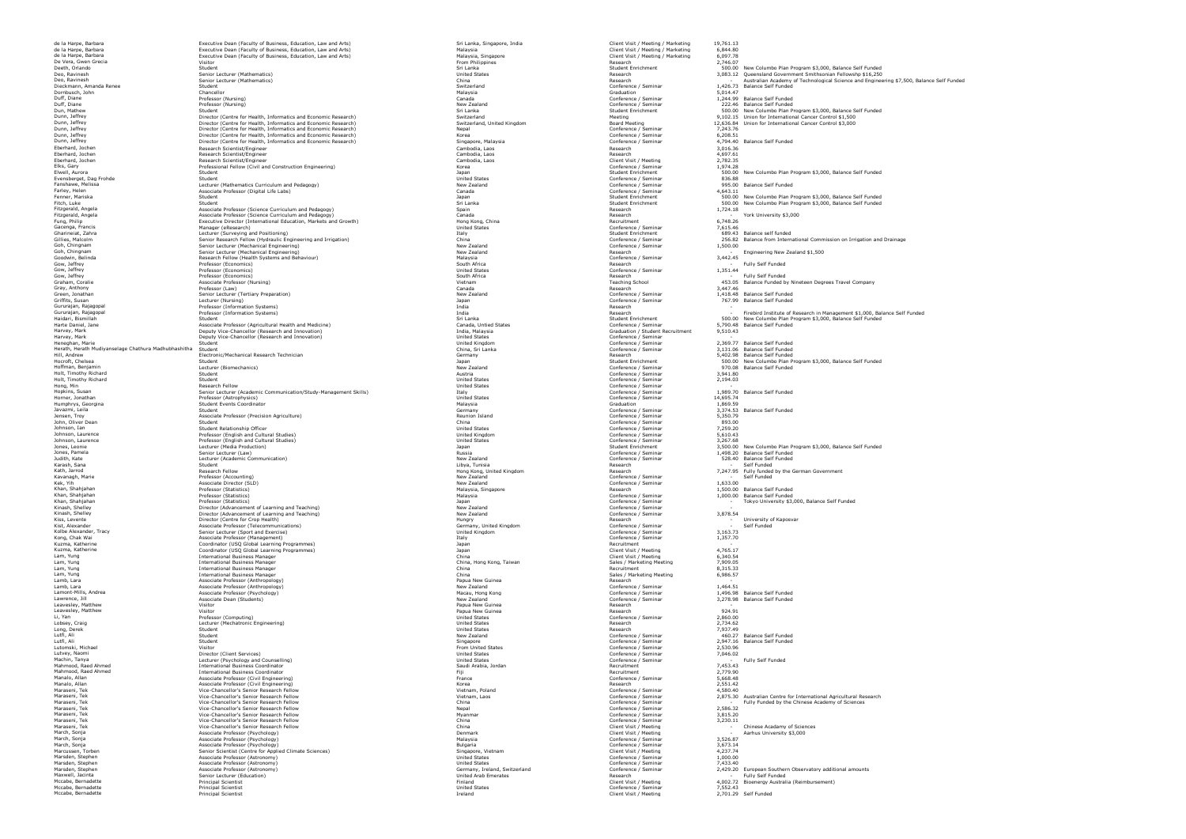| | | | | | |
|---|---|---|---|---|---|
| de la Harpe, Barbara | Executive Dean (Faculty of Business, Education, Law and Arts) | Sri Lanka, Singapore, India | Client Visit / Meeting / Marketing | 19,761.13 | |
| de la Harpe, Barbara | Executive Dean (Faculty of Business, Education, Law and Arts) | Malaysia | Client Visit / Meeting / Marketing | 6,844.80 | |
| de la Harpe, Barbara | Executive Dean (Faculty of Business, Education, Law and Arts) | Malaysia, Singapore | Client Visit / Meeting / Marketing | 6,097.78 | |
| De Vera, Gwen Grecia | Visitor | From Philippines | Research | 2,746.07 | |
| Deeth, Orlando | Student | Sri Lanka | Student Enrichment | 500.00 | New Columbo Plan Program $3,000, Balance Self Funded |
| Deo, Ravinesh | Senior Lecturer (Mathematics) | United States | Research | 3,083.12 | Queensland Government Smithsonian Fellowshp $16,250 |
| Deo, Ravinesh | Senior Lecturer (Mathematics) | China | Research | - | Australian Academy of Technological Science and Engineering $7,500, Balance Self Funded |
| Dieckmann, Amanda Renee | Student | Switzerland | Conference / Seminar | 1,426.73 | Balance Self Funded |
| Dornbusch, John | Chancellor | Malaysia | Graduation | 5,014.47 | |
| Duff, Diane | Professor (Nursing) | Canada | Conference / Seminar | 1,244.99 | Balance Self Funded |
| Duff, Diane | Professor (Nursing) | New Zealand | Conference / Seminar | 222.46 | Balance Self Funded |
| Dun, Mathew | Student | Sri Lanka | Student Enrichment | 500.00 | New Columbo Plan Program $3,000, Balance Self Funded |
| Dunn, Jeffrey | Director (Centre for Health, Informatics and Economic Research) | Switzerland | Meeting | 9,102.15 | Union for International Cancer Control $1,500 |
| Dunn, Jeffrey | Director (Centre for Health, Informatics and Economic Research) | Switzerland, United Kingdom | Board Meeting | 12,636.84 | Union for International Cancer Control $3,000 |
| Dunn, Jeffrey | Director (Centre for Health, Informatics and Economic Research) | Nepal | Conference / Seminar | 7,243.76 | |
| Dunn, Jeffrey | Director (Centre for Health, Informatics and Economic Research) | Korea | Conference / Seminar | 6,208.51 | |
| Dunn, Jeffrey | Director (Centre for Health, Informatics and Economic Research) | Singapore, Malaysia | Conference / Seminar | 4,794.40 | Balance Self Funded |
| Eberhard, Jochen | Research Scientist/Engineer | Cambodia, Laos | Research | 3,016.36 | |
| Eberhard, Jochen | Research Scientist/Engineer | Cambodia, Laos | Research | 4,697.61 | |
| Eberhard, Jochen | Research Scientist/Engineer | Cambodia, Laos | Client Visit / Meeting | 2,782.35 | |
| Elks, Gary | Professional Fellow (Civil and Construction Engineering) | Korea | Conference / Seminar | 1,974.28 | |
| Elwell, Aurora | Student | Japan | Student Enrichment | 500.00 | New Columbo Plan Program $3,000, Balance Self Funded |
| Evensberget, Dag Frohde | Student | United States | Conference / Seminar | 836.88 | |
| Fanshawe, Melissa | Lecturer (Mathematics Curriculum and Pedagogy) | New Zealand | Conference / Seminar | 995.00 | Balance Self Funded |
| Farley, Helen | Associate Professor (Digital Life Labs) | Canada | Conference / Seminar | 4,643.11 | |
| Fenner, Mariska | Student | Japan | Student Enrichment | 500.00 | New Columbo Plan Program $3,000, Balance Self Funded |
| Fitch, Luke | Student | Sri Lanka | Student Enrichment | 500.00 | New Columbo Plan Program $3,000, Balance Self Funded |
| Fitzgerald, Angela | Associate Professor (Science Curriculum and Pedagogy) | Spain | Research | 1,724.18 | |
| Fitzgerald, Angela | Associate Professor (Science Curriculum and Pedagogy) | Canada | Research | - | York University $3,000 |
| Fung, Philip | Executive Director (International Education, Markets and Growth) | Hong Kong, China | Recruitment | 6,748.26 | |
| Gacenga, Francis | Manager (eResearch) | United States | Conference / Seminar | 7,615.46 | |
| Ghanneiat, Zahra | Lecturer (Surveying and Positioning) | Italy | Student Enrichment | 689.43 | Balance self funded |
| Gillies, Malcolm | Senior Research Fellow (Hydraulic Engineering and Irrigation) | China | Conference / Seminar | 256.82 | Balance from International Commission on Irrigation and Drainage |
| Goh, Chingnam | Senior Lecturer (Mechanical Engineering) | New Zealand | Conference / Seminar | 1,500.00 | |
| Goh, Chingnam | Senior Lecturer (Mechanical Engineering) | New Zealand | Research | - | Engineering New Zealand $1,500 |
| Goodwin, Belinda | Research Fellow (Health Systems and Behaviour) | Malaysia | Conference / Seminar | 3,442.45 | |
| Gow, Jeffrey | Professor (Economics) | South Africa | Research | - | Fully Self Funded |
| Gow, Jeffrey | Professor (Economics) | United States | Conference / Seminar | 1,351.44 | |
| Gow, Jeffrey | Professor (Economics) | South Africa | Research | - | Fully Self Funded |
| Graham, Coralie | Associate Professor (Nursing) | Vietnam | Teaching School | 453.05 | Balance Funded by Nineteen Degrees Travel Company |
| Gray, Anthony | Professor (Law) | Canada | Research | 3,447.46 | |
| Green, Jonathan | Senior Lecturer (Tertiary Preparation) | New Zealand | Conference / Seminar | 1,418.48 | Balance Self Funded |
| Griffits, Susan | Lecturer (Nursing) | Japan | Conference / Seminar | 767.99 | Balance Self Funded |
| Gururajan, Rajagopal | Professor (Information Systems) | India | Research | - | |
| Gururajan, Rajagopal | Professor (Information Systems) | India | Research | - | Firebird Institute of Research in Management $1,000, Balance Self Funded |
| Haidari, Bismillah | Student | Sri Lanka | Student Enrichment | 500.00 | New Columbo Plan Program $3,000, Balance Self Funded |
| Harte Daniel, Jane | Associate Professor (Agricultural Health and Medicine) | Canada, United States | Conference / Seminar | 5,790.48 | Balance Self Funded |
| Harvey, Mark | Deputy Vice-Chancellor (Research and Innovation) | India, Malaysia | Graduation / Student Recruitment | 9,510.43 | |
| Harvey, Mark | Deputy Vice-Chancellor (Research and Innovation) | United States | Conference / Seminar | - | |
| Heneghan, Marie | Student | United Kingdom | Conference / Seminar | 2,369.77 | Balance Self Funded |
| Herath, Herath Mudiyanselage Chathura Madhubhashitha | Student | China, Sri Lanka | Conference / Seminar | 3,131.06 | Balance Self Funded |
| Hill, Andrew | Electronic/Mechanical Research Technician | Germany | Research | 5,402.98 | Balance Self Funded |
| Hocroft, Chelsea | Student | Japan | Student Enrichment | 500.00 | New Columbo Plan Program $3,000, Balance Self Funded |
| Hoffman, Benjamin | Lecturer (Biomechanics) | New Zealand | Conference / Seminar | 970.08 | Balance Self Funded |
| Holt, Timothy Richard | Student | Austria | Conference / Seminar | 3,941.80 | |
| Holt, Timothy Richard | Student | United States | Conference / Seminar | 2,194.03 | |
| Hong, Min | Research Fellow | United States | Conference / Seminar | - | |
| Hopkins, Susan | Senior Lecturer (Academic Communication/Study-Management Skills) | Italy | Conference / Seminar | 1,989.70 | Balance Self Funded |
| Horner, Jonathan | Professor (Astrophysics) | United States | Conference / Seminar | 14,695.74 | |
| Humphrys, Georgina | Student Events Coordinator | Malaysia | Graduation | 1,869.59 | |
| Javazmi, Leila | Student | Germany | Conference / Seminar | 3,374.53 | Balance Self Funded |
| Jensen, Troy | Associate Professor (Precision Agriculture) | Reunion Island | Conference / Seminar | 5,350.79 | |
| John, Oliver Dean | Student | China | Conference / Seminar | 893.00 | |
| Johnson, Ian | Student Relationship Officer | United States | Conference / Seminar | 7,259.20 | |
| Johnson, Laurence | Professor (English and Cultural Studies) | United Kingdom | Conference / Seminar | 5,610.43 | |
| Johnson, Laurence | Professor (English and Cultural Studies) | United States | Conference / Seminar | 3,267.68 | |
| Jones, Leonie | Lecturer (Media Production) | Japan | Student Enrichment | 3,500.00 | New Columbo Plan Program $3,000, Balance Self Funded |
| Jones, Pamela | Senior Lecturer (Law) | Russia | Conference / Seminar | 1,498.20 | Balance Self Funded |
| Judith, Kate | Lecturer (Academic Communication) | New Zealand | Conference / Seminar | 528.40 | Balance Self Funded |
| Karash, Sana | Student | Libya, Tunisia | Research | - | Self Funded |
| Kath, Jarrod | Research Fellow | Hong Kong, United Kingdom | Research | 7,247.95 | Fully funded by the German Government |
| Kavanagh, Marie | Professor (Accounting) | New Zealand | Conference / Seminar | - | Self Funded |
| Kek, Yih | Associate Director (SLD) | New Zealand | Conference / Seminar | 1,633.00 | |
| Khan, Shahjahan | Professor (Statistics) | Malaysia, Singapore | Research | 1,500.00 | Balance Self Funded |
| Khan, Shahjahan | Professor (Statistics) | Malaysia | Conference / Seminar | 1,000.00 | Balance Self Funded |
| Khan, Shahjahan | Professor (Statistics) | Japan | Conference / Seminar | - | Tokyo University $3,000, Balance Self Funded |
| Kinash, Shelley | Director (Advancement of Learning and Teaching) | New Zealand | Conference / Seminar | - | |
| Kinash, Shelley | Director (Advancement of Learning and Teaching) | New Zealand | Conference / Seminar | 3,878.54 | |
| Kiss, Levente | Director (Centre for Crop Health) | Hungry | Research | - | University of Kaposvar |
| Kist, Alexander | Associate Professor (Telecommunications) | Germany, United Kingdom | Conference / Seminar | - | Self Funded |
| Kolbe Alexander, Tracy | Senior Lecturer (Sport and Exercise) | United Kingdom | Conference / Seminar | 3,163.73 | |
| Kong, Chak Wai | Associate Professor (Management) | Italy | Conference / Seminar | 1,357.70 | |
| Kuzma, Katherine | Coordinator (USQ Global Learning Programmes) | Japan | Recruitment | - | |
| Kuzma, Katherine | Coordinator (USQ Global Learning Programmes) | Japan | Client Visit / Meeting | 4,765.17 | |
| Lam, Yung | International Business Manager | China | Client Visit / Meeting | 6,340.54 | |
| Lam, Yung | International Business Manager | China, Hong Kong, Taiwan | Sales / Marketing Meeting | 7,909.05 | |
| Lam, Yung | International Business Manager | China | Recruitment | 8,315.33 | |
| Lam, Yung | International Business Manager | China | Sales / Marketing Meeting | 6,986.57 | |
| Lamb, Lara | Associate Professor (Anthropology) | Papua New Guinea | Research | - | |
| Lamb, Lara | Associate Professor (Anthropology) | New Zealand | Conference / Seminar | 1,464.51 | |
| Lamont-Mills, Andrea | Associate Professor (Psychology) | Macau, Hong Kong | Conference / Seminar | 1,496.98 | Balance Self Funded |
| Lawrence, Jill | Associate Dean (Students) | New Zealand | Conference / Seminar | 3,278.98 | Balance Self Funded |
| Leavesley, Matthew | Visitor | Papua New Guinea | Research | - | |
| Leavesley, Matthew | Visitor | Papua New Guinea | Research | 924.91 | |
| Li, Yan | Professor (Computing) | United States | Conference / Seminar | 2,860.00 | |
| Lobsey, Craig | Lecturer (Mechatronic Engineering) | United States | Research | 2,734.62 | |
| Long, Derek | Student | United States | Research | 7,937.49 | |
| Lutfi, Ali | Student | New Zealand | Conference / Seminar | 460.27 | Balance Self Funded |
| Lutfi, Ali | Student | Singapore | Conference / Seminar | 2,947.16 | Balance Self Funded |
| Lutomski, Michael | Visitor | From United States | Conference / Seminar | 2,530.96 | |
| Lutvey, Naomi | Director (Client Services) | United States | Conference / Seminar | 7,046.02 | |
| Machin, Tanya | Lecturer (Psychology and Counselling) | United States | Conference / Seminar | - | Fully Self Funded |
| Mahmood, Raed Ahmed | International Business Coordinator | Saudi Arabia, Jordan | Recruitment | 7,453.43 | |
| Mahmood, Raed Ahmed | International Business Coordinator | Fiji | Recruitment | 2,779.90 | |
| Manalo, Allan | Associate Professor (Civil Engineering) | France | Conference / Seminar | 5,668.48 | |
| Manalo, Allan | Associate Professor (Civil Engineering) | Korea | Research | 2,551.42 | |
| Maraseni, Tek | Vice-Chancellor's Senior Research Fellow | Vietnam, Poland | Conference / Seminar | 4,580.40 | |
| Maraseni, Tek | Vice-Chancellor's Senior Research Fellow | Vietnam, Laos | Conference / Seminar | 2,875.30 | Australian Centre for International Agricultural Research |
| Maraseni, Tek | Vice-Chancellor's Senior Research Fellow | China | Conference / Seminar | - | Fully Funded by the Chinese Academy of Sciences |
| Maraseni, Tek | Vice-Chancellor's Senior Research Fellow | Nepal | Conference / Seminar | 2,586.32 | |
| Maraseni, Tek | Vice-Chancellor's Senior Research Fellow | Myanmar | Conference / Seminar | 3,815.20 | |
| Maraseni, Tek | Vice-Chancellor's Senior Research Fellow | China | Conference / Seminar | 3,230.11 | |
| Maraseni, Tek | Vice-Chancellor's Senior Research Fellow | China | Client Visit / Meeting | - | Chinese Academy of Sciences |
| March, Sonja | Associate Professor (Psychology) | Denmark | Client Visit / Meeting | - | Aarhus University $3,000 |
| March, Sonja | Associate Professor (Psychology) | Malaysia | Conference / Seminar | 3,526.87 | |
| March, Sonja | Associate Professor (Psychology) | Bulgaria | Conference / Seminar | 3,673.14 | |
| Marcussen, Torben | Senior Scientist (Centre for Applied Climate Sciences) | Singapore, Vietnam | Client Visit / Meeting | 4,237.74 | |
| Marsden, Stephen | Associate Professor (Astronomy) | United States | Conference / Seminar | 1,000.00 | |
| Marsden, Stephen | Associate Professor (Astronomy) | United States | Conference / Seminar | 7,433.40 | |
| Marsden, Stephen | Associate Professor (Astronomy) | Germany, Ireland, Switzerland | Conference / Seminar | 2,429.20 | European Southern Observatory additional amounts |
| Maxwell, Jacinta | Senior Lecturer (Education) | United Arab Emerates | Research | - | Fully Self Funded |
| Mccabe, Bernadette | Principal Scientist | Finland | Client Visit / Meeting | 4,002.72 | Bioenergy Australia (Reimbursement) |
| Mccabe, Bernadette | Principal Scientist | United States | Conference / Seminar | 7,552.43 | |
| Mccabe, Bernadette | Principal Scientist | Ireland | Client Visit / Meeting | 2,701.29 | Self Funded |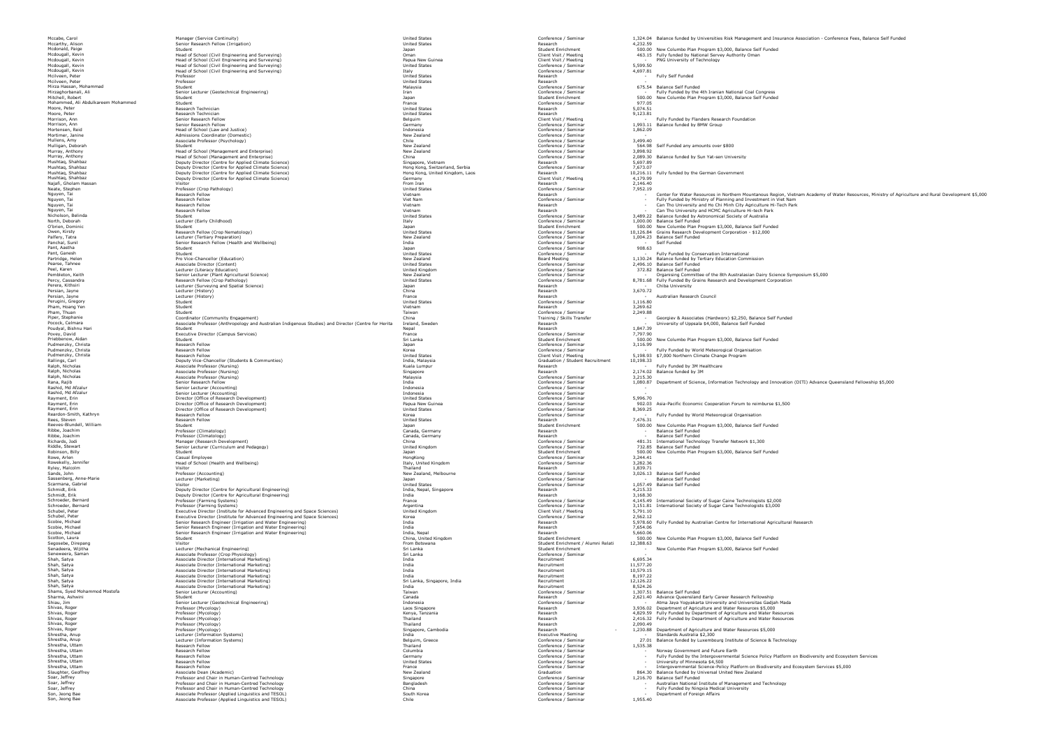| | | | | | |
|---|---|---|---|---|---|
| Mccabe, Carol | Manager (Service Continuity) | United States | Conference / Seminar | 1,324.04 | Balance funded by Universities Risk Management and Insurance Association - Conference Fees, Balance Self Funded |
| Mccarthy, Alison | Senior Research Fellow (Irrigation) | United States | Research | 4,232.59 | |
| Mcdonald, Paige | Student | Japan | Student Enrichment | 500.00 | New Columbo Plan Program $3,000, Balance Self Funded |
| Mcdougall, Kevin | Head of School (Civil Engineering and Surveying) | Oman | Client Visit / Meeting | 463.15 | Fully funded by National Servey Authority Oman |
| Mcdougall, Kevin | Head of School (Civil Engineering and Surveying) | Papua New Guinea | Client Visit / Meeting | - | PNG University of Technology |
| Mcdougall, Kevin | Head of School (Civil Engineering and Surveying) | United States | Conference / Seminar | 5,599.50 | |
| Mcdougall, Kevin | Head of School (Civil Engineering and Surveying) | Italy | Conference / Seminar | 4,697.81 | |
| Mcilveen, Peter | Professor | United States | Research | - | Fully Self Funded |
| Mcilveen, Peter | Professor | United States | Research | - | |
| Mirza Hassan, Mohammad | Student | Malaysia | Conference / Seminar | 675.54 | Balance Self Funded |
| Mirzaghorbanali, Ali | Senior Lecturer (Geotechnical Engineering) | Iran | Conference / Seminar | - | Fully Funded by the 4th Iranian National Coal Congress |
| Mitchell, Robert | Student | Japan | Student Enrichment | 500.00 | New Columbo Plan Program $3,000, Balance Self Funded |
| Mohammed, Ali Abdulkareem Mohammed | Student | France | Conference / Seminar | 977.05 | |
| Moore, Peter | Research Technician | United States | Research | 5,074.51 | |
| Moore, Peter | Research Technician | United States | Research | 9,123.81 | |
| Morrison, Ann | Senior Research Fellow | Belguim | Client Visit / Meeting | - | Fully Funded by Flanders Research Foundation |
| Morrison, Ann | Senior Research Fellow | Germany | Conference / Seminar | 1,993.11 | Balance funded by BMW Group |
| Mortensen, Reid | Head of School (Law and Justice) | Indonesia | Conference / Seminar | 1,862.09 | |
| Mortimer, Janine | Admissions Coordinator (Domestic) | New Zealand | Conference / Seminar | - | |
| Mullens, Amy | Associate Professor (Psychology) | Chile | Conference / Seminar | 3,499.40 | |
| Mulligan, Deborah | Student | New Zealand | Conference / Seminar | 564.98 | Self Funded any amounts over $800 |
| Murray, Anthony | Head of School (Management and Enterprise) | New Zealand | Conference / Seminar | 3,898.92 | |
| Murray, Anthony | Head of School (Management and Enterprise) | China | Conference / Seminar | 2,089.30 | Balance funded by Sun Yat-sen University |
| Mushtaq, Shahbaz | Deputy Director (Centre for Applied Climate Science) | Singapore, Vietnam | Research | 5,697.89 | |
| Mushtaq, Shahbaz | Deputy Director (Centre for Applied Climate Science) | Hong Kong, Switzerland, Serbia | Conference / Seminar | 7,673.07 | |
| Mushtaq, Shahbaz | Deputy Director (Centre for Applied Climate Science) | Hong Kong, United Kingdom, Laos | Research | 10,216.11 | Fully funded by the German Government |
| Mushtaq, Shahbaz | Deputy Director (Centre for Applied Climate Science) | Germany | Client Visit / Meeting | 4,179.99 | |
| Najafi, Gholam Hassan | Visitor | From Iran | Research | 2,146.40 | |
| Neate, Stephen | Professor (Crop Pathology) | United States | Conference / Seminar | 7,952.19 | |
| Nguyen, Tai | Research Fellow | Vietnam | Research | - | Center for Water Resources in Northern Mountainous Region, Vietnam Academy of Water Resources, Ministry of Agriculture and Rural Development $5,000 |
| Nguyen, Tai | Research Fellow | Viet Nam | Conference / Seminar | - | Fully Funded by Ministry of Planning and Investment in Viet Nam |
| Nguyen, Tai | Research Fellow | Vietnam | Research | - | Can Tho University and Ho Chi Minh City Agriculture Hi-Tech Park |
| Nguyen, Tai | Research Fellow | Vietnam | Research | - | Can Tho University and HCMC Agriculture Hi-tech Park |
| Nicholson, Belinda | Student | United States | Conference / Seminar | 3,489.22 | Balance funded by Astronomical Society of Australia |
| North, Deborah | Lecturer (Early Childhood) | Italy | Conference / Seminar | 1,000.00 | Balance Self Funded |
| O'brien, Dominic | Student | Japan | Student Enrichment | 500.00 | New Columbo Plan Program $3,000, Balance Self Funded |
| Owen, Kirsty | Research Fellow (Crop Nematology) | United States | Conference / Seminar | 10,126.84 | Grains Research Development Corporation - $12,000 |
| Palfery, Tatra | Lecturer (Tertiary Preparation) | New Zealand | Conference / Seminar | 1,004.23 | Balance Self Funded |
| Panchal, Sunil | Senior Research Fellow (Health and Wellbeing) | India | Conference / Seminar | - | Self Funded |
| Pant, Aastha | Student | Japan | Conference / Seminar | 908.63 | |
| Pant, Ganesh | Student | United States | Conference / Seminar | - | Fully Funded by Conservation International |
| Partridge, Helen | Pro Vice-Chancellor (Education) | New Zealand | Board Meeting | 1,130.24 | Balance funded by Tertiary Education Commission |
| Pearse, Tahnee | Associate Director (Content) | United States | Conference / Seminar | 2,496.10 | Balance Self Funded |
| Peel, Karen | Lecturer (Literacy Education) | United Kingdom | Conference / Seminar | 372.82 | Balance Self Funded |
| Pembleton, Keith | Senior Lecturer (Plant Agricultural Science) | New Zealand | Conference / Seminar | - | Organising Committee of the 8th Australasian Dairy Science Symposium $5,000 |
| Percy, Cassandra | Research Fellow (Crop Pathology) | United States | Conference / Seminar | 8,781.68 | Fully Funded By Grains Research and Development Corporation |
| Perera, Kithsiri | Lecturer (Surveying and Spatial Science) | Japan | Research | - | Chiba University |
| Persian, Jayne | Lecturer (History) | China | Research | 3,670.72 | |
| Persian, Jayne | Lecturer (History) | France | Research | - | Australian Research Council |
| Perugini, Gregory | Student | United States | Conference / Seminar | 1,116.80 | |
| Pham, Hoang Yen | Student | Vietnam | Research | 3,269.62 | |
| Pham, Thuan | Student | Taiwan | Conference / Seminar | 2,249.88 | |
| Piper, Stephanie | Coordinator (Community Engagement) | China | Training / Skills Transfer | - | Georgiev & Associates (Hardworx) $2,250, Balance Self Funded |
| Pocock, Celmara | Associate Professor (Anthropology and Australian Indigenous Studies) and Director (Centre for Herita | Ireland, Sweden | Research | - | University of Uppsala $4,000, Balance Self Funded |
| Poudyal, Bishnu Hari | Student | Nepal | Research | 1,847.39 | |
| Povey, David | Executive Director (Campus Services) | France | Conference / Seminar | 7,797.90 | |
| Priebbenow, Aidan | Student | Sri Lanka | Student Enrichment | 500.00 | New Columbo Plan Program $3,000, Balance Self Funded |
| Pudmenzky, Christa | Research Fellow | Japan | Conference / Seminar | 3,116.99 | |
| Pudmenzky, Christa | Research Fellow | Korea | Conference / Seminar | - | Fully Funded by World Meteorogical Organisation |
| Pudmenzky, Christa | Research Fellow | United States | Client Visit / Meeting | 5,198.93 | $7,000 Northern Climate Change Program |
| Rallings, Carl | Deputy Vice-Chancellor (Students & Communties) | India, Malaysia | Graduation / Student Recruitment | 10,198.33 | |
| Ralph, Nicholas | Associate Professor (Nursing) | Kuala Lumpur | Research | - | Fully Funded by 3M Healthcare |
| Ralph, Nicholas | Associate Professor (Nursing) | Singapore | Research | 2,174.02 | Balance funded by 3M |
| Ralph, Nicholas | Associate Professor (Nursing) | Malaysia | Conference / Seminar | 3,215.30 | |
| Rana, Rajib | Senior Research Fellow | India | Conference / Seminar | 1,080.87 | Department of Science, Information Technology and Innovation (DITI) Advance Queensland Fellowship $5,000 |
| Rashid, Md Afzalur | Senior Lecturer (Accounting) | Indonesia | Conference / Seminar | - | |
| Rashid, Md Afzalur | Senior Lecturer (Accounting) | Indonesia | Conference / Seminar | - | |
| Rayment, Erin | Director (Office of Research Development) | United States | Conference / Seminar | 5,996.70 | |
| Rayment, Erin | Director (Office of Research Development) | Papua New Guinea | Conference / Seminar | 902.03 | Asia-Pacific Economic Cooperation Forum to reimburse $1,500 |
| Rayment, Erin | Director (Office of Research Development) | United States | Conference / Seminar | 8,369.25 | |
| Reardon-Smith, Kathryn | Research Fellow | Korea | Conference / Seminar | - | Fully Funded by World Meteorogical Organisation |
| Rees, Steven | Research Fellow | United States | Research | 7,476.31 | |
| Reeves-Blundell, William | Student | Japan | Student Enrichment | 500.00 | New Columbo Plan Program $3,000, Balance Self Funded |
| Ribbe, Joachim | Professor (Climatology) | Canada, Germany | Research | - | Balance Self Funded |
| Ribbe, Joachim | Professor (Climatology) | Canada, Germany | Research | - | Balance Self Funded |
| Richards, Jodi | Manager (Research Development) | China | Conference / Seminar | 481.31 | International Technology Transfer Network $1,300 |
| Riddle, Stewart | Senior Lecturer (Curriculum and Pedagogy) | United Kingdom | Conference / Seminar | 732.85 | Balance Self Funded |
| Robinson, Billy | Student | Japan | Student Enrichment | 500.00 | New Columbo Plan Program $3,000, Balance Self Funded |
| Rowe, Arlen | Casual Employee | HongKong | Conference / Seminar | 3,244.41 | |
| Rowekelly, Jennifer | Head of School (Health and Wellbeing) | Italy, United Kingdom | Conference / Seminar | 3,282.36 | |
| Ryley, Malcolm | Visitor | Thailand | Research | 1,839.71 | |
| Sands, John | Professor (Accounting) | New Zealand, Melbourne | Conference / Seminar | 3,026.13 | Balance Self Funded |
| Sassenberg, Anne-Marie | Lecturer (Marketing) | Japan | Conference / Seminar | - | Balance Self Funded |
| Scarmana, Gabriel | Visitor | United States | Conference / Seminar | 1,057.49 | Balance Self Funded |
| Schmidt, Erik | Deputy Director (Centre for Agricultural Engineering) | India, Nepal, Singapore | Research | 4,215.33 | |
| Schmidt, Erik | Deputy Director (Centre for Agricultural Engineering) | India | Research | 3,168.30 | |
| Schroeder, Bernard | Professor (Farming Systems) | France | Conference / Seminar | 4,145.49 | International Society of Sugar Caine Technologists $2,000 |
| Schroeder, Bernard | Professor (Farming Systems) | Argentina | Conference / Seminar | 3,151.81 | International Society of Sugar Cane Technologists $3,000 |
| Schubel, Peter | Executive Director (Institute for Advanced Engineering and Space Sciences) | United Kingdom | Client Visit / Meeting | 5,791.10 | |
| Schubel, Peter | Executive Director (Institute for Advanced Engineering and Space Sciences) | Korea | Conference / Seminar | 2,562.12 | |
| Scobie, Michael | Senior Research Engineer (Irrigation and Water Engineering) | India | Research | 5,978.60 | Fully Funded by Australian Centre for International Agricultural Research |
| Scobie, Michael | Senior Research Engineer (Irrigation and Water Engineering) | India | Research | 7,654.06 | |
| Scobie, Michael | Senior Research Engineer (Irrigation and Water Engineering) | India, Nepal | Research | 5,660.06 | |
| Scotton, Laura | Student | China, United Kingdom | Student Enrichment | 500.00 | New Columbo Plan Program $3,000, Balance Self Funded |
| Segosebe, Dirapang | Visitor | From Botswana | Student Enrichment / Alumni Relati | 12,388.63 | |
| Senadeera, Wijitha | Lecturer (Mechanical Engineering) | Sri Lanka | Student Enrichment | - | New Columbo Plan Program $3,000, Balance Self Funded |
| Seneweera, Saman | Associate Professor (Crop Physiology) | Sri Lanka | Conference / Seminar | - | |
| Shah, Satya | Associate Director (International Marketing) | India | Recruitment | 6,695.34 | |
| Shah, Satya | Associate Director (International Marketing) | India | Recruitment | 11,577.20 | |
| Shah, Satya | Associate Director (International Marketing) | India | Recruitment | 10,579.15 | |
| Shah, Satya | Associate Director (International Marketing) | India | Recruitment | 8,197.22 | |
| Shah, Satya | Associate Director (International Marketing) | Sri Lanka, Singapore, India | Recruitment | 12,126.22 | |
| Shah, Satya | Associate Director (International Marketing) | India | Recruitment | 8,524.26 | |
| Shams, Syed Mohammad Mostofa | Senior Lecturer (Accounting) | Taiwan | Conference / Seminar | 1,307.51 | Balance Self Funded |
| Sharma, Ashwini | Student | Canada | Research | 2,621.40 | Advance Queensland Early Career Research Fellowship |
| Shiau, Jim | Senior Lecturer (Geotechnical Engineering) | Indonesia | Conference / Seminar | - | Atma Jaya Yogyakarta University and Universitas Gadjah Mada |
| Shivas, Roger | Professor (Mycology) | Laos Singapore | Research | 3,936.02 | Department of Agriculture and Water Resources $5,000 |
| Shivas, Roger | Professor (Mycology) | Kenya, Tanzania | Research | 4,829.59 | Fully Funded by Department of Agriculture and Water Resources |
| Shivas, Roger | Professor (Mycology) | Thailand | Research | 2,416.32 | Fully Funded by Department of Agriculture and Water Resources |
| Shivas, Roger | Professor (Mycology) | Thailand | Research | 2,090.49 | |
| Shivas, Roger | Professor (Mycology) | Singapore, Cambodia | Research - | 1,230.88 | Department of Agriculture and Water Resources $5,000 |
| Shrestha, Anup | Lecturer (Information Systems) | India | Executive Meeting | - | Standards Australia $2,300 |
| Shrestha, Anup | Lecturer (Information Systems) | Belguim, Greece | Conference / Seminar | 27.01 | Balance funded by Luxembourg Institute of Science & Technology |
| Shrestha, Uttam | Research Fellow | Thailand | Conference / Seminar | 1,535.38 | |
| Shrestha, Uttam | Research Fellow | Columbia | Conference / Seminar | - | Norway Government and Future Earth |
| Shrestha, Uttam | Research Fellow | Germany | Conference / Seminar | - | Fully Funded by the Intergovernmental Science Policy Platform on Biodiversity and Ecosystem Services |
| Shrestha, Uttam | Research Fellow | United States | Conference / Seminar | - | University of Minnesota $4,500 |
| Shrestha, Uttam | Research Fellow | France | Conference / Seminar | - | Intergovernmental Science-Policy Platform on Biodiversity and Ecosystem Services $5,000 |
| Slaughter, Geoffrey | Associate Dean (Academic) | New Zealand | Graduation | 864.30 | Balance funded by Universal United New Zealand |
| Soar, Jeffrey | Professor and Chair in Human-Centred Technology | Singapore | Conference / Seminar | 1,216.70 | Balance Self Funded |
| Soar, Jeffrey | Professor and Chair in Human-Centred Technology | Bangladesh | Conference / Seminar | - | Australian National Institute of Management and Technology |
| Soar, Jeffrey | Professor and Chair in Human-Centred Technology | China | Conference / Seminar | - | Fully Funded by Ningxia Medical University |
| Son, Jeong Bae | Associate Professor (Applied Linguistics and TESOL) | South Korea | Conference / Seminar | - | Department of Foreign Affairs |
| Son, Jeong Bae | Associate Professor (Applied Linguistics and TESOL) | Chile | Conference / Seminar | 1,955.40 | |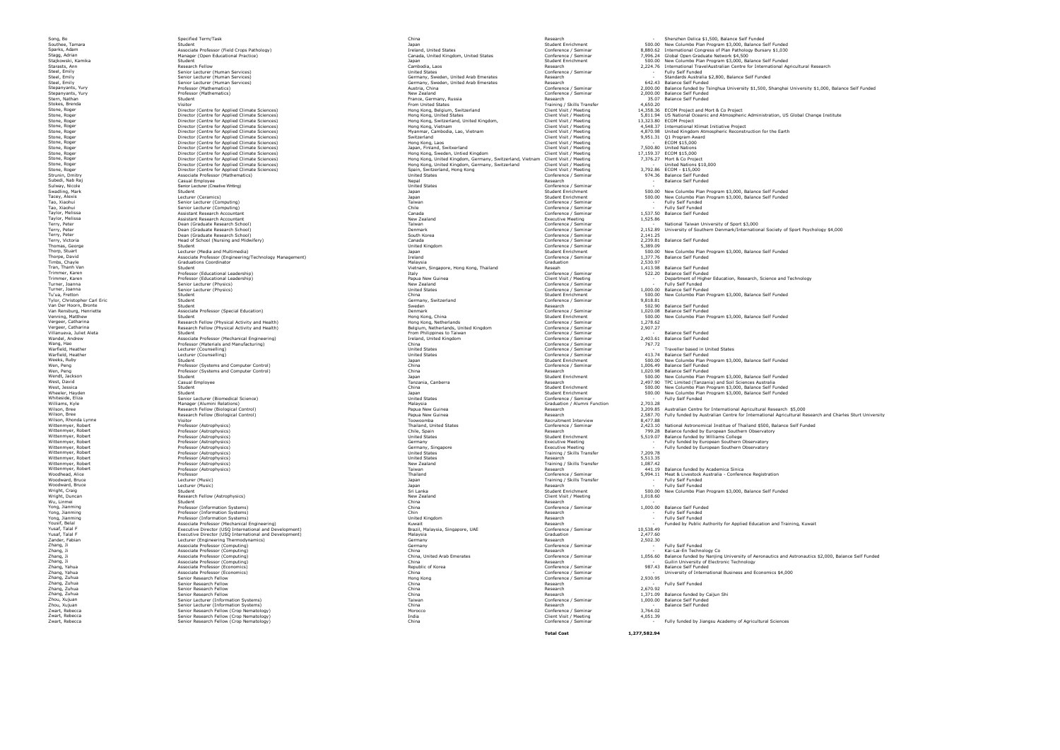| | | | | | |
|---|---|---|---|---|---|
| Song, Bo | Specified Term/Task | China | Research | - | Shenzhen Delica $1,500, Balance Self Funded |
| Southee, Tamara | Student | Japan | Student Enrichment | 500.00 | New Columbo Plan Program $3,000, Balance Self Funded |
| Sparks, Adam | Associate Professor (Field Crops Pathology) | Ireland, United States | Conference / Seminar | 8,880.62 | International Congress of Plan Pathology Bursary $1,030 |
| Stagg, Adrian | Manager (Open Educational Practice) | Canada, United Kingdom, United States | Conference / Seminar | 7,996.24 | Global Open Graduate Network $4,500 |
| Stajkowski, Kamika | Student | Japan | Student Enrichment | 500.00 | New Columbo Plan Program $3,000, Balance Self Funded |
| Starasts, Ann | Research Fellow | Cambodia, Laos | Research | 2,224.76 | International TravelAustralian Centre for International Agricultural Research |
| Steel, Emily | Senior Lecturer (Human Services) | United States | Conference / Seminar | - | Fully Self Funded |
| Steel, Emily | Senior Lecturer (Human Services) | Germany, Sweden, United Arab Emerates | Research | - | Standards Australia $2,800, Balance Self Funded |
| Steel, Emily | Senior Lecturer (Human Services) | Germany, Sweden, United Arab Emerates | Research | 642.43 | Balance Self Funded |
| Stepanyants, Yury | Professor (Mathematics) | Austria, China | Conference / Seminar | 2,000.00 | Balance funded by Tsinghua University $1,500, Shanghai University $1,000, Balance Self Funded |
| Stepanyants, Yury | Professor (Mathematics) | New Zealand | Conference / Seminar | 2,000.00 | Balance Self Funded |
| Stern, Nathan | Student | France, Germany, Russia | Research | 35.07 | Balance Self Funded |
| Stokes, Brenda | Visitor | From United States | Training / Skills Transfer | 4,650.20 | |
| Stone, Roger | Director (Centre for Applied Climate Sciences) | Hong Kong, Belgium, Switzerland | Client Visit / Meeting | 14,358.36 | ECOM Project and Mort & Co Project |
| Stone, Roger | Director (Centre for Applied Climate Sciences) | Hong Kong, United States | Client Visit / Meeting | 5,811.94 | US National Oceanic and Atmospheric Administration, US Global Change Institute |
| Stone, Roger | Director (Centre for Applied Climate Sciences) | Hong Kong, Switzerland, United Kingdom, | Client Visit / Meeting | 13,323.80 | ECOM Project |
| Stone, Roger | Director (Centre for Applied Climate Sciences) | Hong Kong, Vietnam | Client Visit / Meeting | 4,548.37 | International Klimat Initiative Project |
| Stone, Roger | Director (Centre for Applied Climate Sciences) | Myanmar, Cambodia, Lao, Vietnam | Client Visit / Meeting | 4,870.98 | United Kingdom Atmospheric Reconstruction for the Earth |
| Stone, Roger | Director (Centre for Applied Climate Sciences) | Switzerland | Client Visit / Meeting | 9,951.31 | Q1 Program Award |
| Stone, Roger | Director (Centre for Applied Climate Sciences) | Hong Kong, Laos | Client Visit / Meeting | - | ECOM $15,000 |
| Stone, Roger | Director (Centre for Applied Climate Sciences) | Japan, Finland, Switzerland | Client Visit / Meeting | 7,500.80 | United Nations |
| Stone, Roger | Director (Centre for Applied Climate Sciences) | Hong Kong, Sweden, Untied Kingdom | Client Visit / Meeting | 17,159.37 | ECOM $15,000 |
| Stone, Roger | Director (Centre for Applied Climate Sciences) | Hong Kong, United Kingdom, Germany, Switzerland, Vietnam | Client Visit / Meeting | 7,376.27 | Mort & Co Project |
| Stone, Roger | Director (Centre for Applied Climate Sciences) | Hong Kong, United Kingdom, Germany, Switzerland | Client Visit / Meeting | - | United Nations $10,000 |
| Stone, Roger | Director (Centre for Applied Climate Sciences) | Spain, Switzerland, Hong Kong | Client Visit / Meeting | 3,792.86 | ECOM - $15,000 |
| Strunin, Dmitry | Associate Professor (Mathematics) | United States | Conference / Seminar | 974.36 | Balance Self Funded |
| Subedi, Nab Raj | Casual Employee | Nepal | Research | - | Balance Self Funded |
| Sulway, Nicole | Senior Lecturer (Creative Writing) | United States | Conference / Seminar | - | |
| Swadling, Mark | Student | Japan | Student Enrichment | 500.00 | New Columbo Plan Program $3,000, Balance Self Funded |
| Tacey, Alexis | Lecturer (Ceramics) | Japan | Student Enrichment | 500.00 | New Columbo Plan Program $3,000, Balance Self Funded |
| Tao, Xiaohui | Senior Lecturer (Computing) | Taiwan | Conference / Seminar | - | Fully Self Funded |
| Tao, Xiaohui | Senior Lecturer (Computing) | Chile | Conference / Seminar | - | Fully Self Funded |
| Taylor, Melissa | Assistant Research Accountant | Canada | Conference / Seminar | 1,537.50 | Balance Self Funded |
| Taylor, Melissa | Assistant Research Accountant | New Zealand | Executive Meeting | 1,525.86 | |
| Terry, Peter | Dean (Graduate Research School) | Taiwan | Conference / Seminar | - | National Taiwan University of Sport $3,000 |
| Terry, Peter | Dean (Graduate Research School) | Denmark | Conference / Seminar | 2,152.89 | University of Southern Denmark/International Society of Sport Psychology $4,000 |
| Terry, Peter | Dean (Graduate Research School) | South Korea | Conference / Seminar | 2,141.25 | |
| Terry, Victoria | Head of School (Nursing and Midwifery) | Canada | Conference / Seminar | 2,239.81 | Balance Self Funded |
| Thomas, George | Student | United Kingdom | Conference / Seminar | 5,389.09 | |
| Thorp, Stuart | Lecturer (Media and Multimedia) | Japan | Student Enrichment | 500.00 | New Columbo Plan Program $3,000, Balance Self Funded |
| Thorpe, David | Associate Professor (Engineering/Technology Management) | Ireland | Conference / Seminar | 1,377.76 | Balance Self Funded |
| Timbs, Chayle | Graduations Coordinator | Malaysia | Graduation | 2,530.97 | |
| Tran, Thanh Van | Student | Vietnam, Singapore, Hong Kong, Thailand | Reseah | 1,413.98 | Balance Self Funded |
| Trimmer, Karen | Professor (Educational Leadership) | Italy | Conference / Seminar | 522.20 | Balance Self Funded |
| Trimmer, Karen | Professor (Educational Leadership) | Papua New Guinea | Client Visit / Meeting | - | Department of Higher Education, Research, Science and Technology |
| Turner, Joanna | Senior Lecturer (Physics) | New Zealand | Conference / Seminar | - | Fully Self Funded |
| Turner, Joanna | Senior Lecturer (Physics) | United States | Conference / Seminar | 1,000.00 | Balance Self Funded |
| Tu'ua, Fretton | Student | China | Student Enrichment | 500.00 | New Columbo Plan Program $3,000, Balance Self Funded |
| Tylor, Christopher Carl Eric | Student | Germany, Switzerland | Conference / Seminar | 9,818.81 | |
| Van Der Hoorn, Bronte | Student | Sweden | Research | 502.90 | Balance Self Funded |
| Van Rensburg, Henriette | Associate Professor (Special Education) | Denmark | Conference / Seminar | 1,020.08 | Balance Self Funded |
| Venning, Matthew | Student | Hong Kong, China | Student Enrichment | 500.00 | New Columbo Plan Program $3,000, Balance Self Funded |
| Vergeer, Catharina | Research Fellow (Physical Activity and Health) | Hong Kong, Netherlands | Conference / Seminar | 1,278.62 | |
| Vergeer, Catharina | Research Fellow (Physical Activity and Health) | Belgium, Netherlands, United Kingdom | Conference / Seminar | 2,907.27 | |
| Villanueva, Juliet Aleta | Student | From Philippines to Taiwan | Conference / Seminar | - | Balance Self Funded |
| Wandel, Andrew | Associate Professor (Mechanical Engineering) | Ireland, United Kingdom | Conference / Seminar | 2,403.61 | Balance Self Funded |
| Wang, Hao | Professor (Materials and Manufacturing) | China | Conference / Seminar | 767.72 | |
| Warfield, Heather | Lecturer (Counselling) | United States | Conference / Seminar | - | Traveller based in United States |
| Warfield, Heather | Lecturer (Counselling) | United States | Conference / Seminar | 413.74 | Balance Self Funded |
| Weeks, Ruby | Student | Japan | Student Enrichment | 500.00 | New Columbo Plan Program $3,000, Balance Self Funded |
| Wen, Peng | Professor (Systems and Computer Control) | China | Conference / Seminar | 1,006.49 | Balance Self Funded |
| Wen, Peng | Professor (Systems and Computer Control) | China | Research | 1,020.98 | Balance Self Funded |
| Wendt, Jackson | Student | Japan | Student Enrichment | 500.00 | New Columbo Plan Program $3,000, Balance Self Funded |
| West, David | Casual Employee | Tanzania, Canberra | Research | 2,497.90 | TPC Limited (Tanzania) and Soil Sciences Australia |
| West, Jessica | Student | China | Student Enrichment | 500.00 | New Columbo Plan Program $3,000, Balance Self Funded |
| Wheeler, Hayden | Student | Japan | Student Enrichment | 500.00 | New Columbo Plan Program $3,000, Balance Self Funded |
| Whiteside, Eliza | Senior Lecturer (Biomedical Science) | United States | Conference / Seminar | - | Fully Self Funded |
| Williams, Kyle | Manager (Alumni Relations) | Malaysia | Graduation / Alumni Function | 2,703.28 | |
| Wilson, Bree | Research Fellow (Biological Control) | Papua New Guinea | Research | 3,209.85 | Australian Centre for International Agricultural Research $5,000 |
| Wilson, Bree | Research Fellow (Biological Control) | Papua New Guinea | Research | 2,587.70 | Fully funded by Australian Centre for International Agricultural Research and Charles Sturt University |
| Wilson, Rhonda Lynne | Visitor | Toowoomba | Recruitment Interview | 8,477.88 | |
| Wittenmyer, Robert | Professor (Astrophysics) | Thailand, United States | Conference / Seminar | 2,423.10 | National Astronomical Institue of Thailand $500, Balance Self Funded |
| Wittenmyer, Robert | Professor (Astrophysics) | Chile, Spain | Research | 799.28 | Balance funded by European Southern Observatory |
| Wittenmyer, Robert | Professor (Astrophysics) | United States | Student Enrichment | 5,519.07 | Balance funded by Williams College |
| Wittenmyer, Robert | Professor (Astrophysics) | Germany | Executive Meeting | - | Fully funded by European Southern Observatory |
| Wittenmyer, Robert | Professor (Astrophysics) | Germany, Singapore | Executive Meeting | - | Fully funded by European Southern Observatory |
| Wittenmyer, Robert | Professor (Astrophysics) | United States | Training / Skills Transfer | 7,209.78 | |
| Wittenmyer, Robert | Professor (Astrophysics) | United States | Research | 5,513.35 | |
| Wittenmyer, Robert | Professor (Astrophysics) | New Zealand | Training / Skills Transfer | 1,087.42 | |
| Wittenmyer, Robert | Professor (Astrophysics) | Taiwan | Research | 441.19 | Balance funded by Academica Sinica |
| Woodhead, Alice | Professor | Thailand | Conference / Seminar | 5,994.11 | Meat & Livestock Australia - Conference Registration |
| Woodward, Bruce | Lecturer (Music) | Japan | Training / Skills Transfer | - | Fully Self Funded |
| Woodward, Bruce | Lecturer (Music) | Japan | Research | - | Fully Self Funded |
| Wright, Craig | Student | Sri Lanka | Student Enrichment | 500.00 | New Columbo Plan Program $3,000, Balance Self Funded |
| Wright, Duncan | Research Fellow (Astrophysics) | New Zealand | Client Visit / Meeting | 1,018.60 | |
| Wu, Linmei | Student | China | Research | - | |
| Yong, Jianming | Professor (Information Systems) | China | Conference / Seminar | 1,000.00 | Balance Self Funded |
| Yong, Jianming | Professor (Information Systems) | Chin | Research | - | Fully Self Funded |
| Yong, Jianming | Professor (Information Systems) | United Kingdom | Research | - | Fully Self Funded |
| Yousif, Belal | Associate Professor (Mechanical Engineering) | Kuwait | Research | - | Funded by Public Authority for Applied Education and Training, Kuwait |
| Yusaf, Talal F | Executive Director (USQ International and Development) | Brazil, Malaysia, Singapore, UAE | Conference / Seminar | 10,538.49 | |
| Yusaf, Talal F | Executive Director (USQ International and Development) | Malaysia | Graduation | 2,477.60 | |
| Zander, Fabian | Lecturer (Engineering Thermodynamics) | Germany | Research | 2,502.30 | |
| Zhang, Ji | Associate Professor (Computing) | Germany | Conference / Seminar | - | Fully Self Funded |
| Zhang, Ji | Associate Professor (Computing) | China | Research | - | Kai-Lai-En Technology Co |
| Zhang, Ji | Associate Professor (Computing) | China, United Arab Emerates | Conference / Seminar | 1,056.60 | Balance funded by Nanjing University of Aeronautics and Astronautics $2,000, Balance Self Funded |
| Zhang, Ji | Associate Professor (Computing) | China | Research | - | Guilin University of Electronic Technology |
| Zhang, Yahua | Associate Professor (Economics) | Republic of Korea | Conference / Seminar | 987.43 | Balance Self Funded |
| Zhang, Yahua | Associate Professor (Economics) | China | Conference / Seminar | - | University of International Business and Economics $4,000 |
| Zhang, Zuhua | Senior Research Fellow | Hong Kong | Conference / Seminar | 2,930.95 | |
| Zhang, Zuhua | Senior Research Fellow | China | Research | - | Fully Self Funded |
| Zhang, Zuhua | Senior Research Fellow | China | Research | 2,670.92 | |
| Zhang, Zuhua | Senior Research Fellow | China | Research | 1,371.09 | Balance funded by Caijun Shi |
| Zhou, Xujuan | Senior Lecturer (Information Systems) | Taiwan | Conference / Seminar | 1,000.00 | Balance Self Funded |
| Zhou, Xujuan | Senior Lecturer (Information Systems) | China | Research | - | Balance Self Funded |
| Zwart, Rebecca | Senior Research Fellow (Crop Nematology) | Morocco | Conference / Seminar | 3,764.02 | |
| Zwart, Rebecca | Senior Research Fellow (Crop Nematology) | India | Client Visit / Meeting | 4,051.39 | |
| Zwart, Rebecca | Senior Research Fellow (Crop Nematology) | China | Conference / Seminar | - | Fully funded by Jiangsu Academy of Agricultural Sciences |
| | | | **Total Cost** | **1,277,582.94** | |